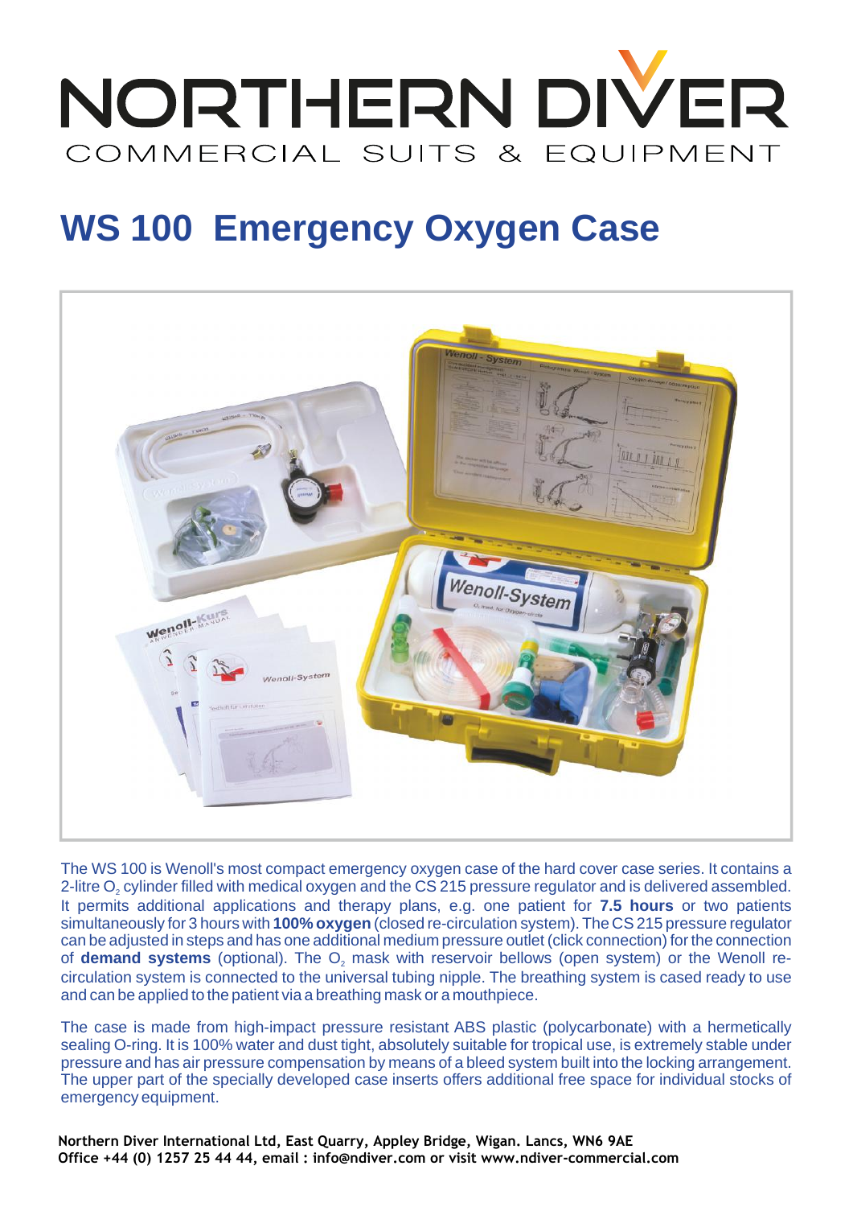# NORTHERN DIVER

COMMERCIAL SUITS & EQUIPMENT

## WS 100 Emergency Oxygen Case

The WS 100 is Wenoll's most compact emergency oxygen case of the hard cover case series. It contains a 2-litre $O_2$ cylinder filled with medical oxygen and the CS 215 pressure regulator and is delivered assembled. It permits additional applications and therapy plans, e.g. one patient for **7.5 hours** or two patients simultaneously for 3 hours with **100% oxygen** (closed re-circulation system). The CS 215 pressure regulator can be adjusted in steps and has one additional medium pressure outlet (click connection) for the connection of **demand systems** (optional). The $O_2$ mask with reservoir bellows (open system) or the Wenoll re-circulation system is connected to the universal tubing nipple. The breathing system is cased ready to use and can be applied to the patient via a breathing mask or a mouthpiece.

The case is made from high-impact pressure resistant ABS plastic (polycarbonate) with a hermetically sealing O-ring. It is 100% water and dust tight, absolutely suitable for tropical use, is extremely stable under pressure and has air pressure compensation by means of a bleed system built into the locking arrangement. The upper part of the specially developed case inserts offers additional free space for individual stocks of emergency equipment.

**Northern Diver International Ltd, East Quarry, Appley Bridge, Wigan. Lancs, WN6 9AE**
**Office +44 (0) 1257 25 44 44, email : info@ndiver.com or visit www.ndiver-commercial.com**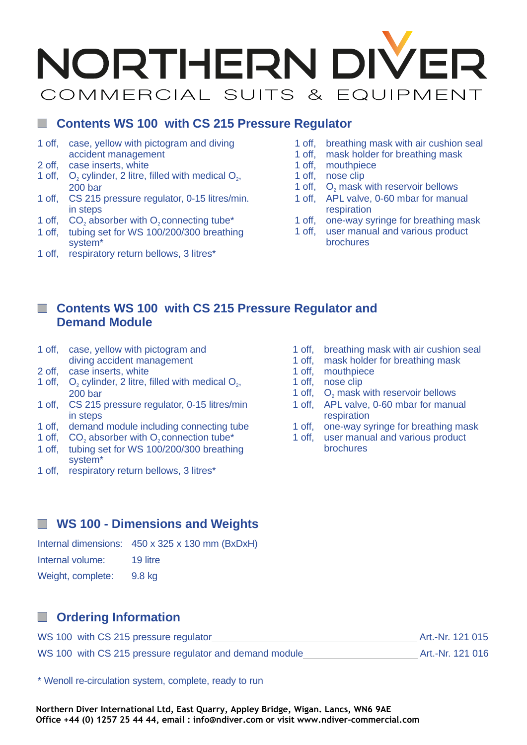# NORTHERN DIVER

COMMERCIAL SUITS & EQUIPMENT

## Contents WS 100 with CS 215 Pressure Regulator

- 1 off, case, yellow with pictogram and diving accident management
- 2 off, case inserts, white
- 1 off, $O_2$ cylinder, 2 litre, filled with medical $O_2$, 200 bar
- 1 off, CS 215 pressure regulator, 0-15 litres/min. in steps
- 1 off, $CO_2$ absorber with $O_2$ connecting tube*
- 1 off, tubing set for WS 100/200/300 breathing system*
- 1 off, respiratory return bellows, 3 litres*
- 1 off, breathing mask with air cushion seal
- 1 off, mask holder for breathing mask
- 1 off, mouthpiece
- 1 off, nose clip
- 1 off, $O_2$ mask with reservoir bellows
- 1 off, APL valve, 0-60 mbar for manual respiration
- 1 off, one-way syringe for breathing mask
- 1 off, user manual and various product brochures

## Contents WS 100 with CS 215 Pressure Regulator and Demand Module

- 1 off, case, yellow with pictogram and diving accident management
- 2 off, case inserts, white
- 1 off, $O_2$ cylinder, 2 litre, filled with medical $O_2$, 200 bar
- 1 off, CS 215 pressure regulator, 0-15 litres/min in steps
- 1 off, demand module including connecting tube
- 1 off, $CO_2$ absorber with $O_2$ connection tube*
- 1 off, tubing set for WS 100/200/300 breathing system*
- 1 off, respiratory return bellows, 3 litres*
- 1 off, breathing mask with air cushion seal
- 1 off, mask holder for breathing mask
- 1 off, mouthpiece
- 1 off, nose clip
- 1 off, $O_2$ mask with reservoir bellows
- 1 off, APL valve, 0-60 mbar for manual respiration
- 1 off, one-way syringe for breathing mask
- 1 off, user manual and various product brochures

## WS 100 - Dimensions and Weights

| | |
|---|---|
| Internal dimensions: | 450 x 325 x 130 mm (BxDxH) |
| Internal volume: | 19 litre |
| Weight, complete: | 9.8 kg |

## Ordering Information

| | |
|---|---|
| WS 100 with CS 215 pressure regulator | Art.-Nr. 121 015 |
| WS 100 with CS 215 pressure regulator and demand module | Art.-Nr. 121 016 |

* Wenoll re-circulation system, complete, ready to run

**Northern Diver International Ltd, East Quarry, Appley Bridge, Wigan. Lancs, WN6 9AE**
**Office +44 (0) 1257 25 44 44, email : info@ndiver.com or visit www.ndiver-commercial.com**